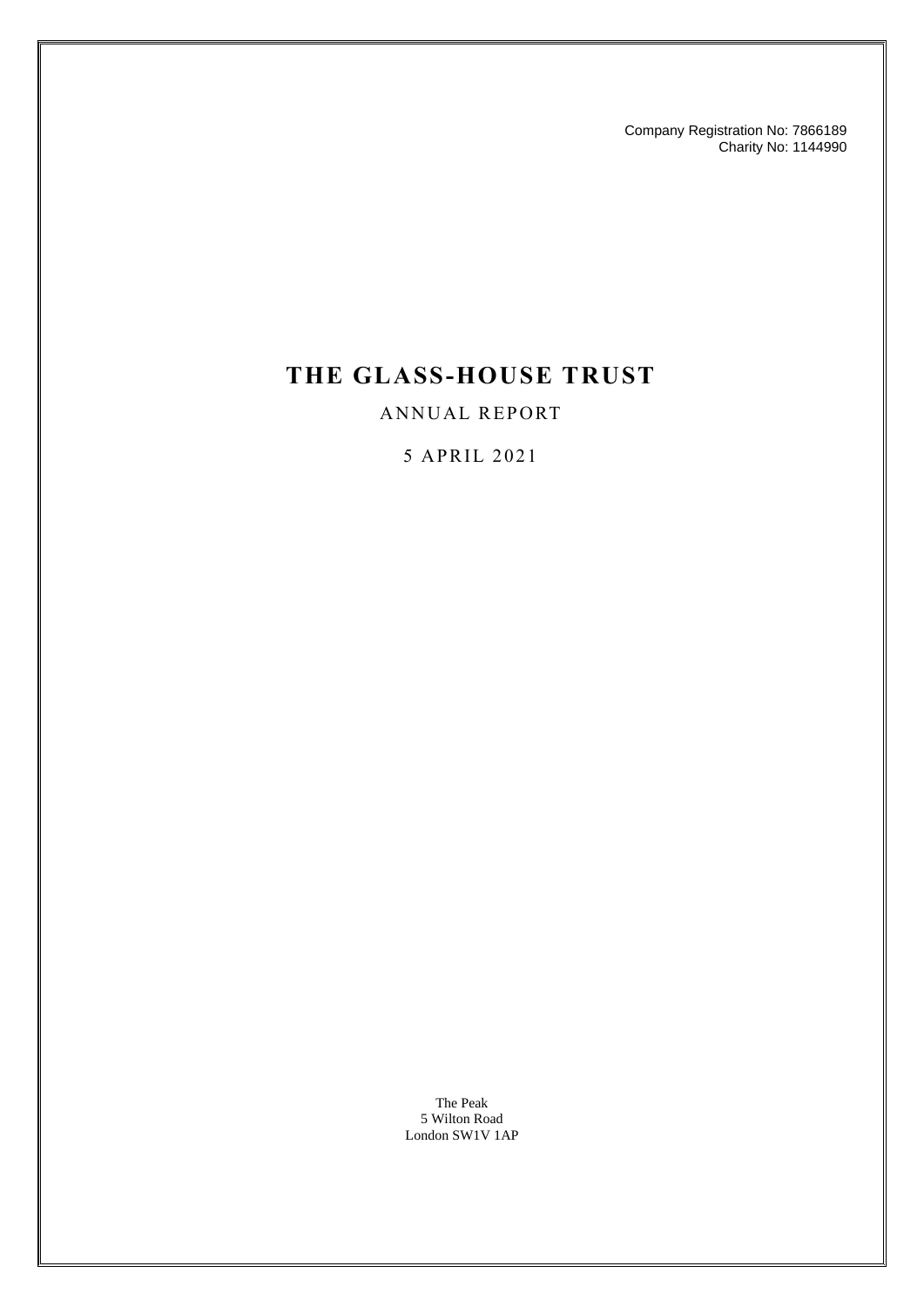Company Registration No: 7866189
Charity No: 1144990

# THE GLASS-HOUSE TRUST

ANNUAL REPORT

5 APRIL 2021

The Peak
5 Wilton Road
London SW1V 1AP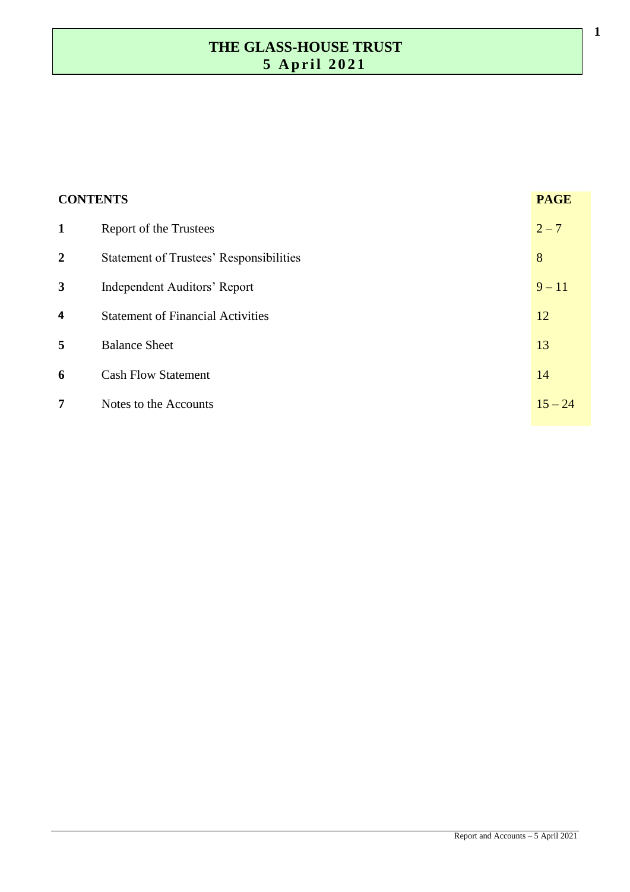# THE GLASS-HOUSE TRUST
## 5 April 2021

| | CONTENTS | PAGE |
|---|---|---|
| 1 | Report of the Trustees | 2 – 7 |
| 2 | Statement of Trustees' Responsibilities | 8 |
| 3 | Independent Auditors' Report | 9 – 11 |
| 4 | Statement of Financial Activities | 12 |
| 5 | Balance Sheet | 13 |
| 6 | Cash Flow Statement | 14 |
| 7 | Notes to the Accounts | 15 – 24 |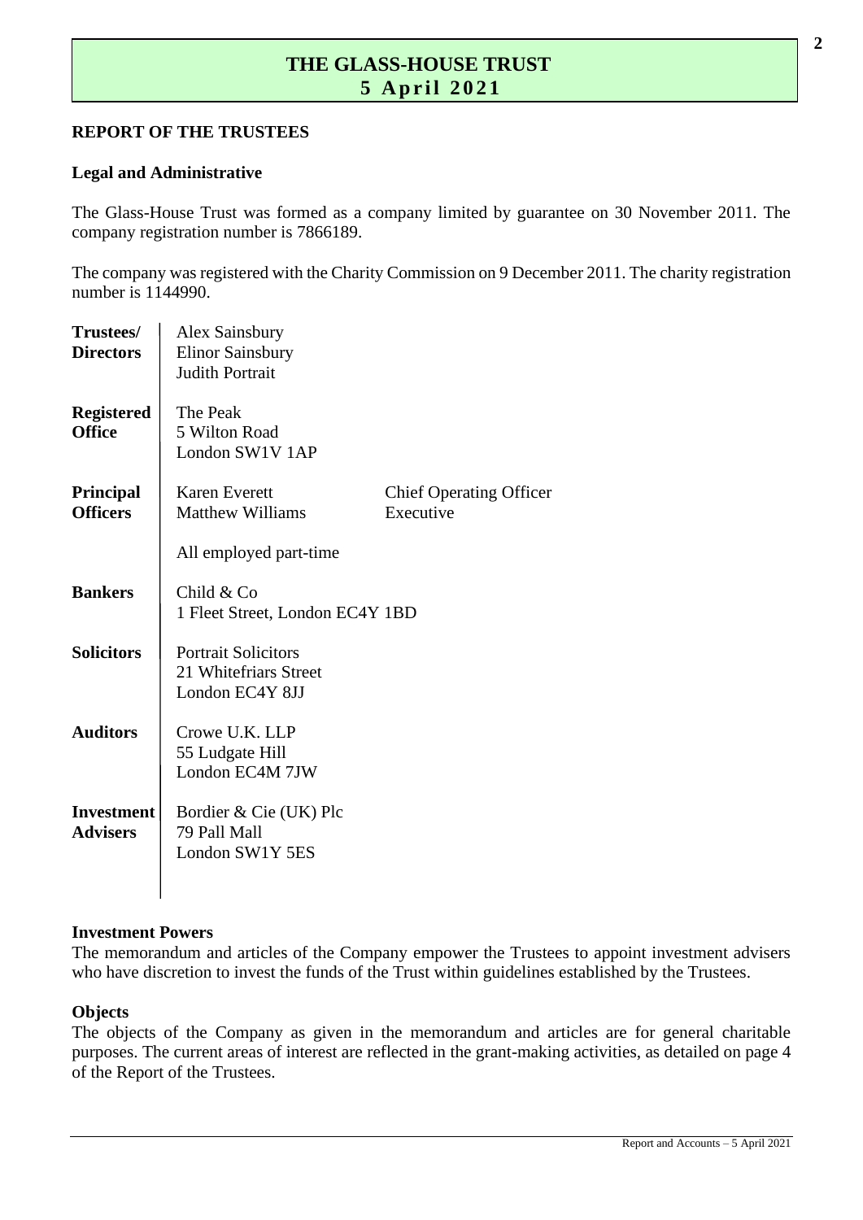# THE GLASS-HOUSE TRUST
## 5 April 2021

**REPORT OF THE TRUSTEES**

**Legal and Administrative**

The Glass-House Trust was formed as a company limited by guarantee on 30 November 2011. The company registration number is 7866189.

The company was registered with the Charity Commission on 9 December 2011. The charity registration number is 1144990.

| | | |
|---|---|---|
| **Trustees/ Directors** | Alex Sainsbury<br>Elinor Sainsbury<br>Judith Portrait | |
| **Registered Office** | The Peak<br>5 Wilton Road<br>London SW1V 1AP | |
| **Principal Officers** | Karen Everett | Chief Operating Officer |
| | Matthew Williams | Executive |
| | All employed part-time | |
| **Bankers** | Child & Co<br>1 Fleet Street, London EC4Y 1BD | |
| **Solicitors** | Portrait Solicitors<br>21 Whitefriars Street<br>London EC4Y 8JJ | |
| **Auditors** | Crowe U.K. LLP<br>55 Ludgate Hill<br>London EC4M 7JW | |
| **Investment Advisers** | Bordier & Cie (UK) Plc<br>79 Pall Mall<br>London SW1Y 5ES | |

**Investment Powers**

The memorandum and articles of the Company empower the Trustees to appoint investment advisers who have discretion to invest the funds of the Trust within guidelines established by the Trustees.

**Objects**

The objects of the Company as given in the memorandum and articles are for general charitable purposes. The current areas of interest are reflected in the grant-making activities, as detailed on page 4 of the Report of the Trustees.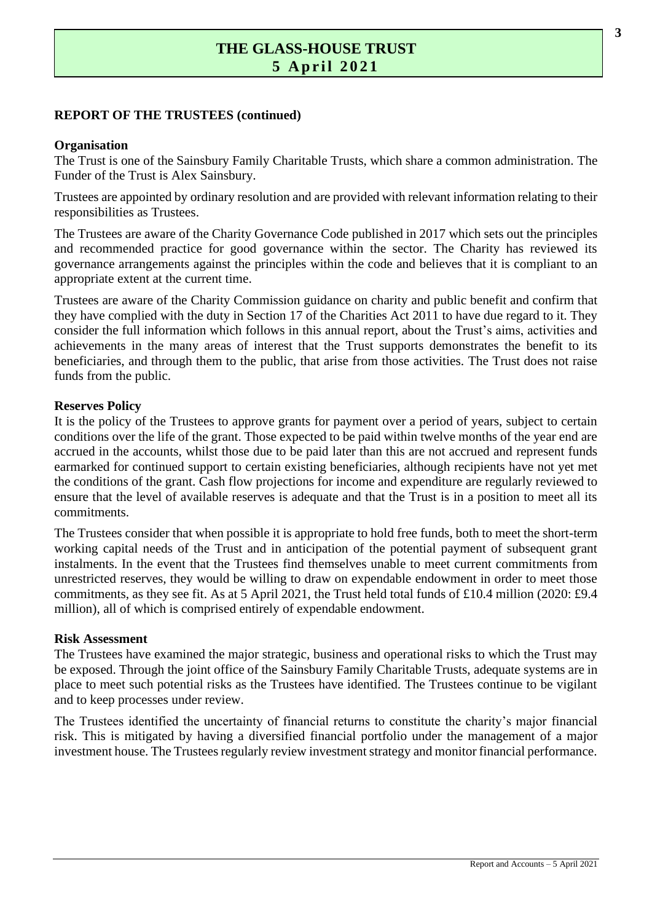## REPORT OF THE TRUSTEES (continued)

### Organisation

The Trust is one of the Sainsbury Family Charitable Trusts, which share a common administration. The Funder of the Trust is Alex Sainsbury.

Trustees are appointed by ordinary resolution and are provided with relevant information relating to their responsibilities as Trustees.

The Trustees are aware of the Charity Governance Code published in 2017 which sets out the principles and recommended practice for good governance within the sector. The Charity has reviewed its governance arrangements against the principles within the code and believes that it is compliant to an appropriate extent at the current time.

Trustees are aware of the Charity Commission guidance on charity and public benefit and confirm that they have complied with the duty in Section 17 of the Charities Act 2011 to have due regard to it. They consider the full information which follows in this annual report, about the Trust's aims, activities and achievements in the many areas of interest that the Trust supports demonstrates the benefit to its beneficiaries, and through them to the public, that arise from those activities. The Trust does not raise funds from the public.

### Reserves Policy

It is the policy of the Trustees to approve grants for payment over a period of years, subject to certain conditions over the life of the grant. Those expected to be paid within twelve months of the year end are accrued in the accounts, whilst those due to be paid later than this are not accrued and represent funds earmarked for continued support to certain existing beneficiaries, although recipients have not yet met the conditions of the grant. Cash flow projections for income and expenditure are regularly reviewed to ensure that the level of available reserves is adequate and that the Trust is in a position to meet all its commitments.

The Trustees consider that when possible it is appropriate to hold free funds, both to meet the short-term working capital needs of the Trust and in anticipation of the potential payment of subsequent grant instalments. In the event that the Trustees find themselves unable to meet current commitments from unrestricted reserves, they would be willing to draw on expendable endowment in order to meet those commitments, as they see fit. As at 5 April 2021, the Trust held total funds of £10.4 million (2020: £9.4 million), all of which is comprised entirely of expendable endowment.

### Risk Assessment

The Trustees have examined the major strategic, business and operational risks to which the Trust may be exposed. Through the joint office of the Sainsbury Family Charitable Trusts, adequate systems are in place to meet such potential risks as the Trustees have identified. The Trustees continue to be vigilant and to keep processes under review.

The Trustees identified the uncertainty of financial returns to constitute the charity's major financial risk. This is mitigated by having a diversified financial portfolio under the management of a major investment house. The Trustees regularly review investment strategy and monitor financial performance.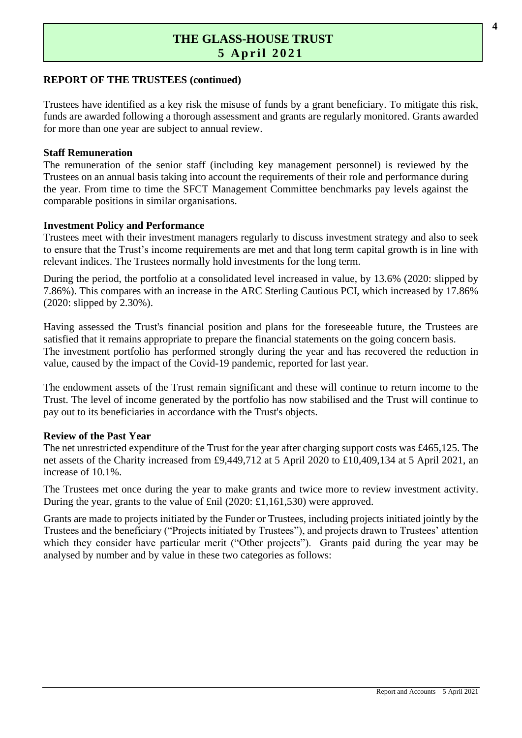## REPORT OF THE TRUSTEES (continued)

Trustees have identified as a key risk the misuse of funds by a grant beneficiary. To mitigate this risk, funds are awarded following a thorough assessment and grants are regularly monitored. Grants awarded for more than one year are subject to annual review.

**Staff Remuneration**

The remuneration of the senior staff (including key management personnel) is reviewed by the Trustees on an annual basis taking into account the requirements of their role and performance during the year. From time to time the SFCT Management Committee benchmarks pay levels against the comparable positions in similar organisations.

**Investment Policy and Performance**

Trustees meet with their investment managers regularly to discuss investment strategy and also to seek to ensure that the Trust's income requirements are met and that long term capital growth is in line with relevant indices. The Trustees normally hold investments for the long term.

During the period, the portfolio at a consolidated level increased in value, by 13.6% (2020: slipped by 7.86%). This compares with an increase in the ARC Sterling Cautious PCI, which increased by 17.86% (2020: slipped by 2.30%).

Having assessed the Trust's financial position and plans for the foreseeable future, the Trustees are satisfied that it remains appropriate to prepare the financial statements on the going concern basis. The investment portfolio has performed strongly during the year and has recovered the reduction in value, caused by the impact of the Covid-19 pandemic, reported for last year.

The endowment assets of the Trust remain significant and these will continue to return income to the Trust. The level of income generated by the portfolio has now stabilised and the Trust will continue to pay out to its beneficiaries in accordance with the Trust's objects.

**Review of the Past Year**

The net unrestricted expenditure of the Trust for the year after charging support costs was £465,125. The net assets of the Charity increased from £9,449,712 at 5 April 2020 to £10,409,134 at 5 April 2021, an increase of 10.1%.

The Trustees met once during the year to make grants and twice more to review investment activity. During the year, grants to the value of £nil (2020: £1,161,530) were approved.

Grants are made to projects initiated by the Funder or Trustees, including projects initiated jointly by the Trustees and the beneficiary ("Projects initiated by Trustees"), and projects drawn to Trustees' attention which they consider have particular merit ("Other projects"). Grants paid during the year may be analysed by number and by value in these two categories as follows: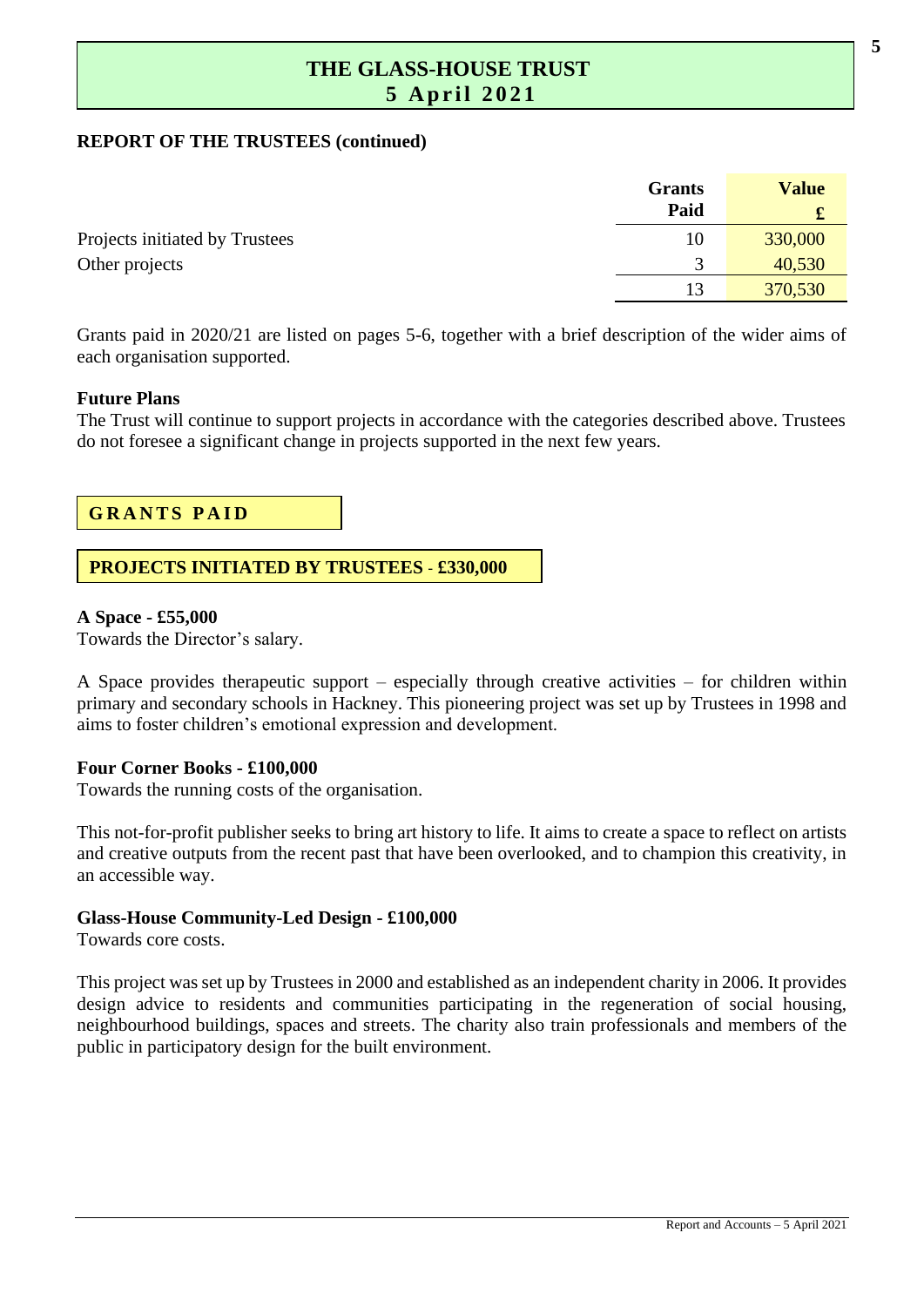# THE GLASS-HOUSE TRUST
## 5 April 2021

**REPORT OF THE TRUSTEES (continued)**

| | Grants Paid | Value £ |
|---|---|---|
| Projects initiated by Trustees | 10 | 330,000 |
| Other projects | 3 | 40,530 |
| | 13 | 370,530 |

Grants paid in 2020/21 are listed on pages 5-6, together with a brief description of the wider aims of each organisation supported.

**Future Plans**

The Trust will continue to support projects in accordance with the categories described above. Trustees do not foresee a significant change in projects supported in the next few years.

## GRANTS PAID

### PROJECTS INITIATED BY TRUSTEES - £330,000

**A Space - £55,000**

Towards the Director's salary.

A Space provides therapeutic support – especially through creative activities – for children within primary and secondary schools in Hackney. This pioneering project was set up by Trustees in 1998 and aims to foster children's emotional expression and development.

**Four Corner Books - £100,000**

Towards the running costs of the organisation.

This not-for-profit publisher seeks to bring art history to life. It aims to create a space to reflect on artists and creative outputs from the recent past that have been overlooked, and to champion this creativity, in an accessible way.

**Glass-House Community-Led Design - £100,000**

Towards core costs.

This project was set up by Trustees in 2000 and established as an independent charity in 2006. It provides design advice to residents and communities participating in the regeneration of social housing, neighbourhood buildings, spaces and streets. The charity also train professionals and members of the public in participatory design for the built environment.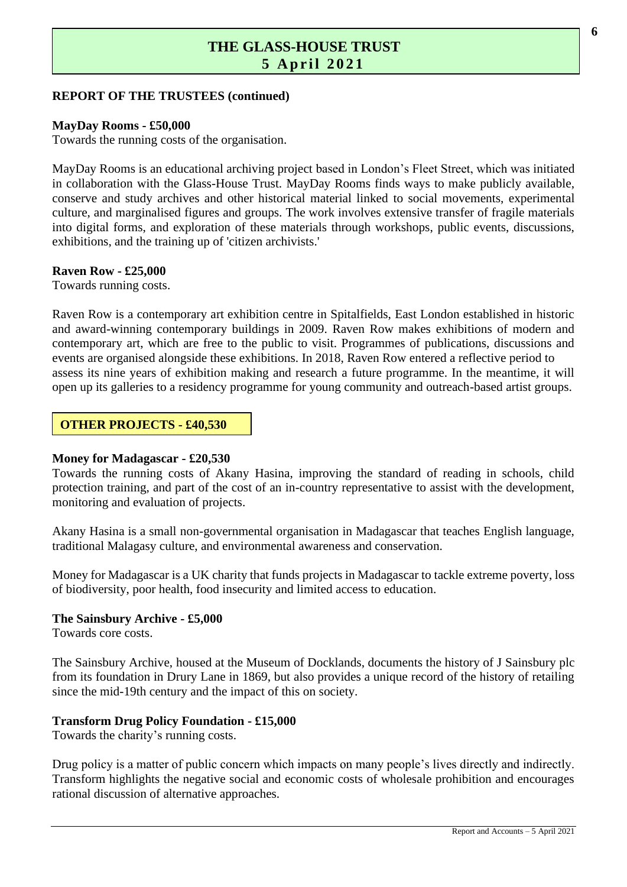# THE GLASS-HOUSE TRUST
## 5 April 2021

### REPORT OF THE TRUSTEES (continued)

**MayDay Rooms - £50,000**
Towards the running costs of the organisation.

MayDay Rooms is an educational archiving project based in London's Fleet Street, which was initiated in collaboration with the Glass-House Trust. MayDay Rooms finds ways to make publicly available, conserve and study archives and other historical material linked to social movements, experimental culture, and marginalised figures and groups. The work involves extensive transfer of fragile materials into digital forms, and exploration of these materials through workshops, public events, discussions, exhibitions, and the training up of 'citizen archivists.'

**Raven Row - £25,000**
Towards running costs.

Raven Row is a contemporary art exhibition centre in Spitalfields, East London established in historic and award-winning contemporary buildings in 2009. Raven Row makes exhibitions of modern and contemporary art, which are free to the public to visit. Programmes of publications, discussions and events are organised alongside these exhibitions. In 2018, Raven Row entered a reflective period to assess its nine years of exhibition making and research a future programme. In the meantime, it will open up its galleries to a residency programme for young community and outreach-based artist groups.

### OTHER PROJECTS - £40,530

**Money for Madagascar - £20,530**
Towards the running costs of Akany Hasina, improving the standard of reading in schools, child protection training, and part of the cost of an in-country representative to assist with the development, monitoring and evaluation of projects.

Akany Hasina is a small non-governmental organisation in Madagascar that teaches English language, traditional Malagasy culture, and environmental awareness and conservation.

Money for Madagascar is a UK charity that funds projects in Madagascar to tackle extreme poverty, loss of biodiversity, poor health, food insecurity and limited access to education.

**The Sainsbury Archive - £5,000**
Towards core costs.

The Sainsbury Archive, housed at the Museum of Docklands, documents the history of J Sainsbury plc from its foundation in Drury Lane in 1869, but also provides a unique record of the history of retailing since the mid-19th century and the impact of this on society.

**Transform Drug Policy Foundation - £15,000**
Towards the charity's running costs.

Drug policy is a matter of public concern which impacts on many people's lives directly and indirectly. Transform highlights the negative social and economic costs of wholesale prohibition and encourages rational discussion of alternative approaches.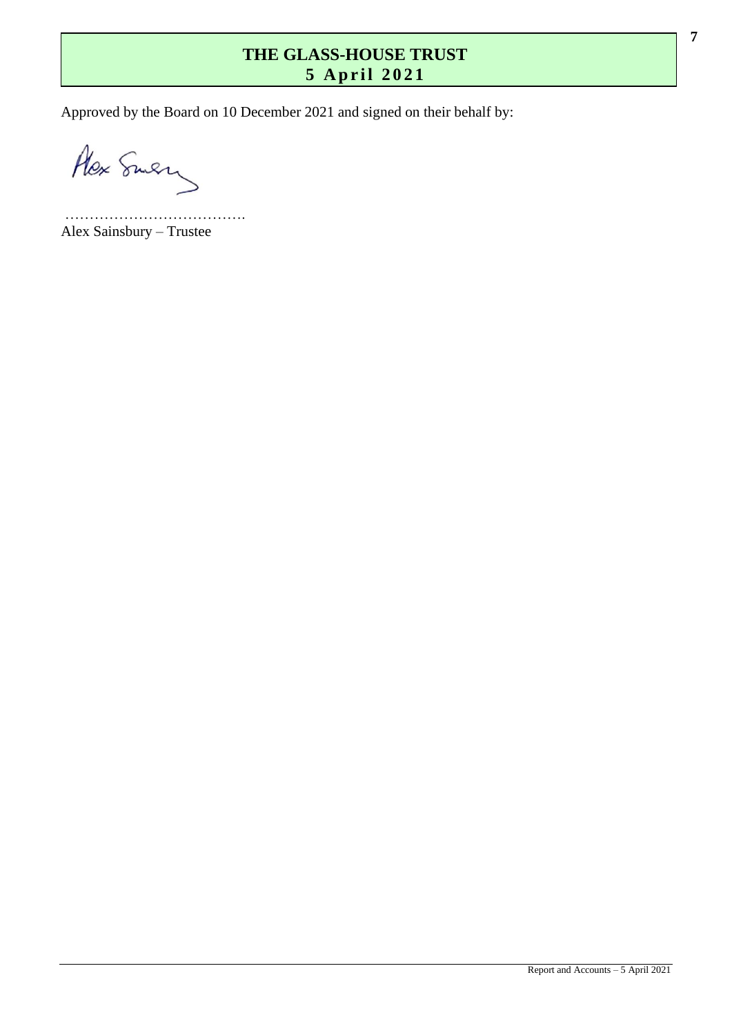Approved by the Board on 10 December 2021 and signed on their behalf by:

……………………………….
Alex Sainsbury – Trustee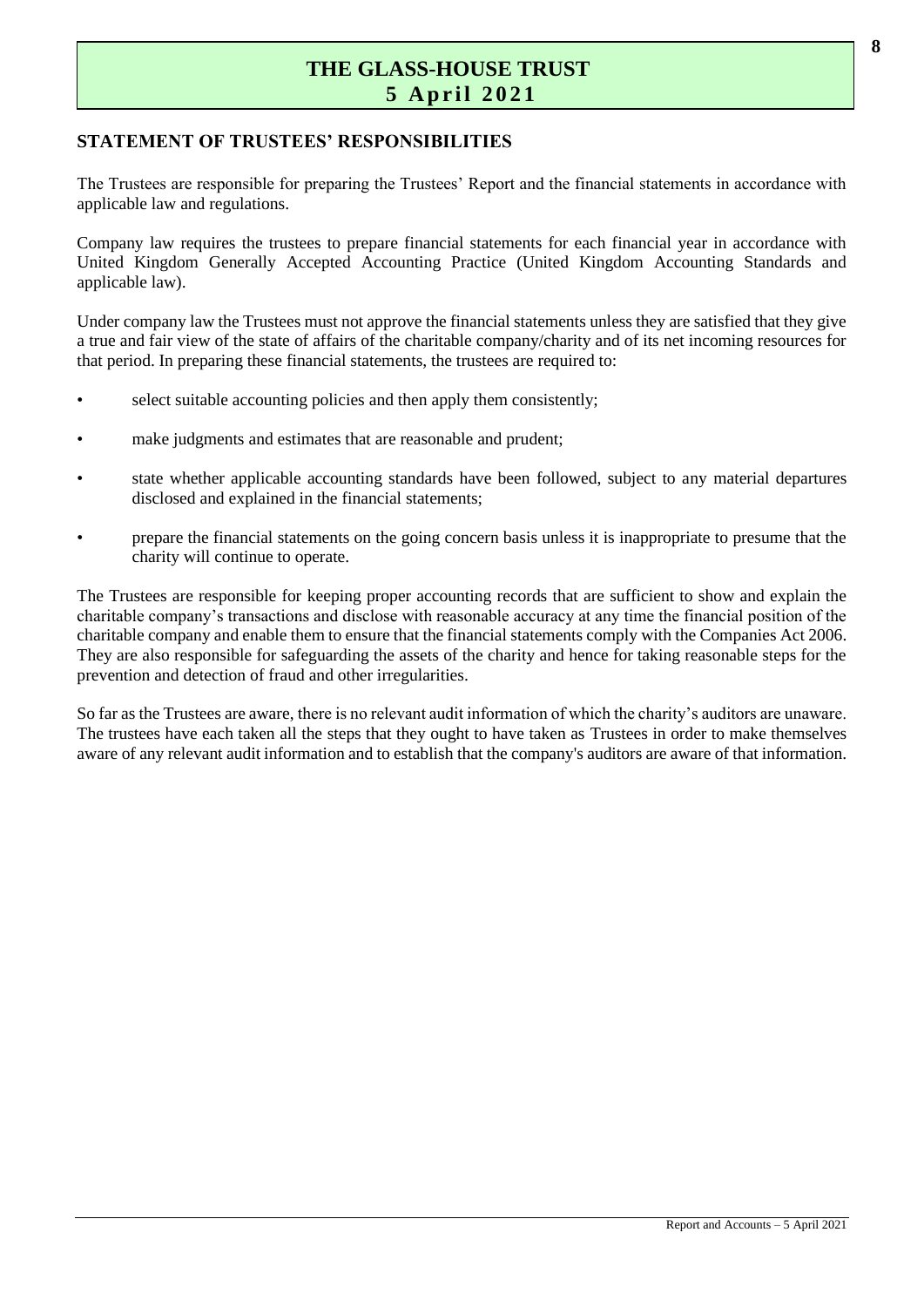## STATEMENT OF TRUSTEES' RESPONSIBILITIES

The Trustees are responsible for preparing the Trustees' Report and the financial statements in accordance with applicable law and regulations.

Company law requires the trustees to prepare financial statements for each financial year in accordance with United Kingdom Generally Accepted Accounting Practice (United Kingdom Accounting Standards and applicable law).

Under company law the Trustees must not approve the financial statements unless they are satisfied that they give a true and fair view of the state of affairs of the charitable company/charity and of its net incoming resources for that period. In preparing these financial statements, the trustees are required to:

- select suitable accounting policies and then apply them consistently;
- make judgments and estimates that are reasonable and prudent;
- state whether applicable accounting standards have been followed, subject to any material departures disclosed and explained in the financial statements;
- prepare the financial statements on the going concern basis unless it is inappropriate to presume that the charity will continue to operate.

The Trustees are responsible for keeping proper accounting records that are sufficient to show and explain the charitable company's transactions and disclose with reasonable accuracy at any time the financial position of the charitable company and enable them to ensure that the financial statements comply with the Companies Act 2006. They are also responsible for safeguarding the assets of the charity and hence for taking reasonable steps for the prevention and detection of fraud and other irregularities.

So far as the Trustees are aware, there is no relevant audit information of which the charity's auditors are unaware. The trustees have each taken all the steps that they ought to have taken as Trustees in order to make themselves aware of any relevant audit information and to establish that the company's auditors are aware of that information.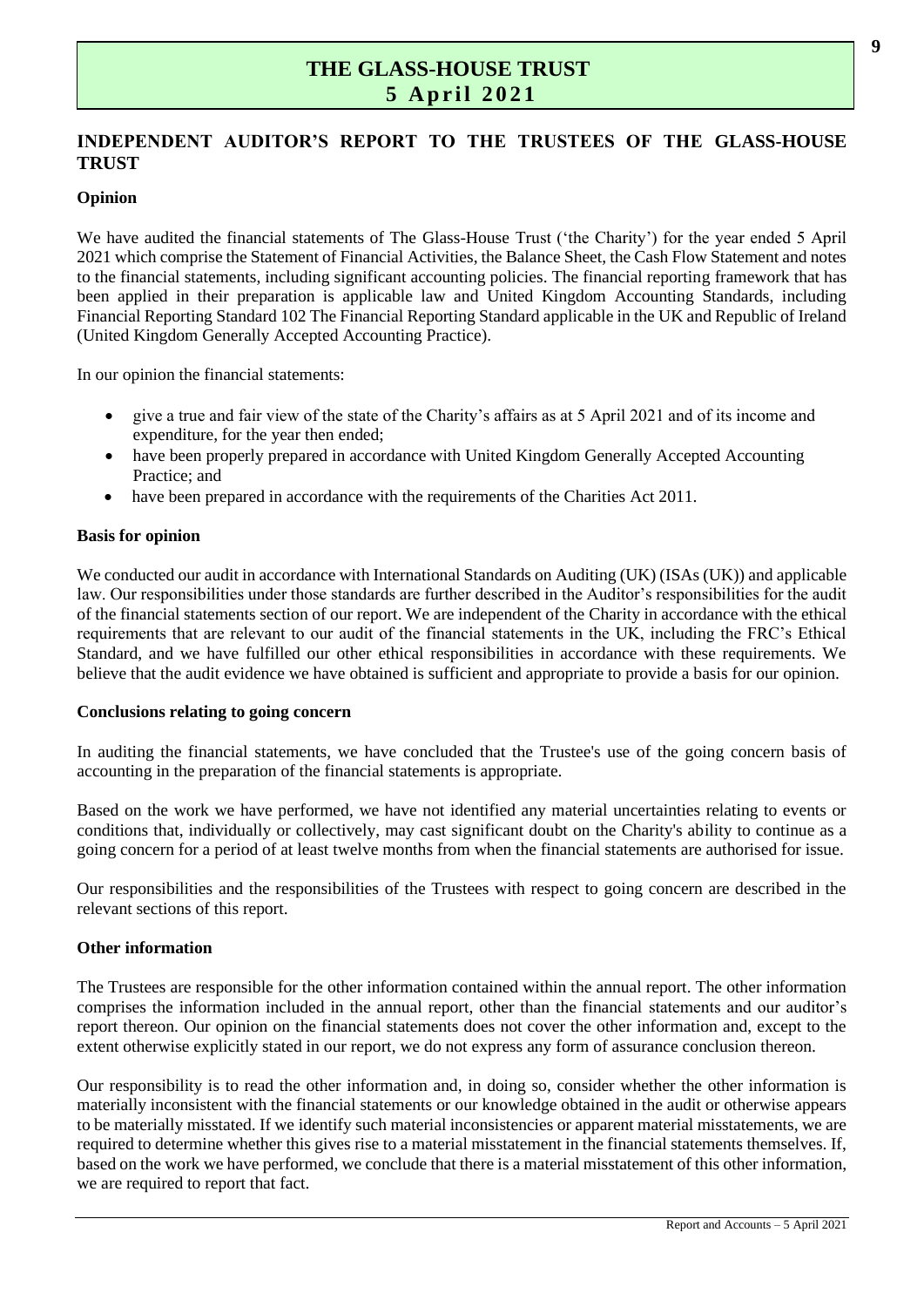## INDEPENDENT AUDITOR'S REPORT TO THE TRUSTEES OF THE GLASS-HOUSE TRUST

### Opinion

We have audited the financial statements of The Glass-House Trust ('the Charity') for the year ended 5 April 2021 which comprise the Statement of Financial Activities, the Balance Sheet, the Cash Flow Statement and notes to the financial statements, including significant accounting policies. The financial reporting framework that has been applied in their preparation is applicable law and United Kingdom Accounting Standards, including Financial Reporting Standard 102 The Financial Reporting Standard applicable in the UK and Republic of Ireland (United Kingdom Generally Accepted Accounting Practice).

In our opinion the financial statements:

- give a true and fair view of the state of the Charity's affairs as at 5 April 2021 and of its income and expenditure, for the year then ended;
- have been properly prepared in accordance with United Kingdom Generally Accepted Accounting Practice; and
- have been prepared in accordance with the requirements of the Charities Act 2011.

### Basis for opinion

We conducted our audit in accordance with International Standards on Auditing (UK) (ISAs (UK)) and applicable law. Our responsibilities under those standards are further described in the Auditor's responsibilities for the audit of the financial statements section of our report. We are independent of the Charity in accordance with the ethical requirements that are relevant to our audit of the financial statements in the UK, including the FRC's Ethical Standard, and we have fulfilled our other ethical responsibilities in accordance with these requirements. We believe that the audit evidence we have obtained is sufficient and appropriate to provide a basis for our opinion.

### Conclusions relating to going concern

In auditing the financial statements, we have concluded that the Trustee's use of the going concern basis of accounting in the preparation of the financial statements is appropriate.

Based on the work we have performed, we have not identified any material uncertainties relating to events or conditions that, individually or collectively, may cast significant doubt on the Charity's ability to continue as a going concern for a period of at least twelve months from when the financial statements are authorised for issue.

Our responsibilities and the responsibilities of the Trustees with respect to going concern are described in the relevant sections of this report.

### Other information

The Trustees are responsible for the other information contained within the annual report. The other information comprises the information included in the annual report, other than the financial statements and our auditor's report thereon. Our opinion on the financial statements does not cover the other information and, except to the extent otherwise explicitly stated in our report, we do not express any form of assurance conclusion thereon.

Our responsibility is to read the other information and, in doing so, consider whether the other information is materially inconsistent with the financial statements or our knowledge obtained in the audit or otherwise appears to be materially misstated. If we identify such material inconsistencies or apparent material misstatements, we are required to determine whether this gives rise to a material misstatement in the financial statements themselves. If, based on the work we have performed, we conclude that there is a material misstatement of this other information, we are required to report that fact.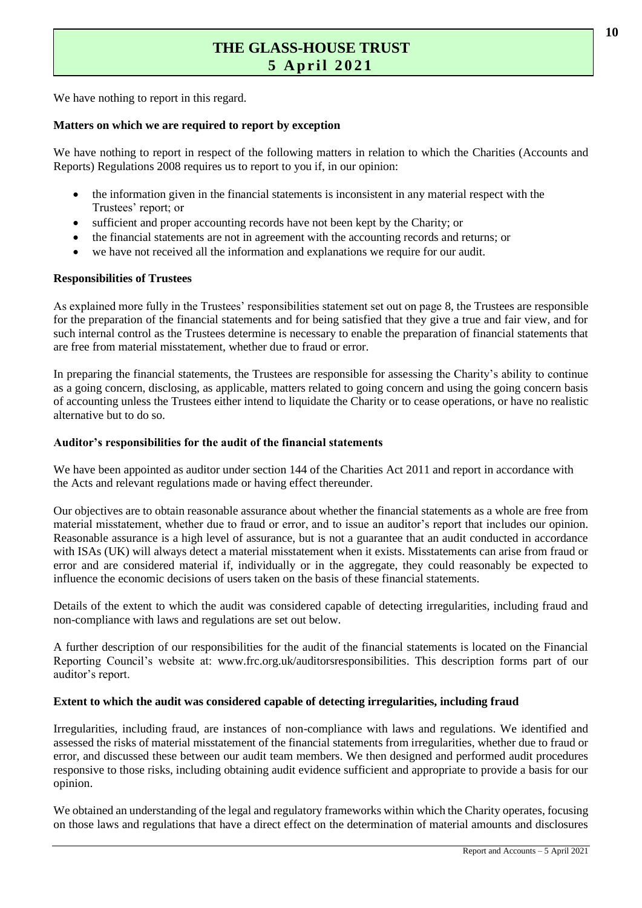We have nothing to report in this regard.

**Matters on which we are required to report by exception**

We have nothing to report in respect of the following matters in relation to which the Charities (Accounts and Reports) Regulations 2008 requires us to report to you if, in our opinion:

- the information given in the financial statements is inconsistent in any material respect with the Trustees' report; or
- sufficient and proper accounting records have not been kept by the Charity; or
- the financial statements are not in agreement with the accounting records and returns; or
- we have not received all the information and explanations we require for our audit.

**Responsibilities of Trustees**

As explained more fully in the Trustees' responsibilities statement set out on page 8, the Trustees are responsible for the preparation of the financial statements and for being satisfied that they give a true and fair view, and for such internal control as the Trustees determine is necessary to enable the preparation of financial statements that are free from material misstatement, whether due to fraud or error.

In preparing the financial statements, the Trustees are responsible for assessing the Charity's ability to continue as a going concern, disclosing, as applicable, matters related to going concern and using the going concern basis of accounting unless the Trustees either intend to liquidate the Charity or to cease operations, or have no realistic alternative but to do so.

**Auditor's responsibilities for the audit of the financial statements**

We have been appointed as auditor under section 144 of the Charities Act 2011 and report in accordance with the Acts and relevant regulations made or having effect thereunder.

Our objectives are to obtain reasonable assurance about whether the financial statements as a whole are free from material misstatement, whether due to fraud or error, and to issue an auditor's report that includes our opinion. Reasonable assurance is a high level of assurance, but is not a guarantee that an audit conducted in accordance with ISAs (UK) will always detect a material misstatement when it exists. Misstatements can arise from fraud or error and are considered material if, individually or in the aggregate, they could reasonably be expected to influence the economic decisions of users taken on the basis of these financial statements.

Details of the extent to which the audit was considered capable of detecting irregularities, including fraud and non-compliance with laws and regulations are set out below.

A further description of our responsibilities for the audit of the financial statements is located on the Financial Reporting Council's website at: www.frc.org.uk/auditorsresponsibilities. This description forms part of our auditor's report.

**Extent to which the audit was considered capable of detecting irregularities, including fraud**

Irregularities, including fraud, are instances of non-compliance with laws and regulations. We identified and assessed the risks of material misstatement of the financial statements from irregularities, whether due to fraud or error, and discussed these between our audit team members. We then designed and performed audit procedures responsive to those risks, including obtaining audit evidence sufficient and appropriate to provide a basis for our opinion.

We obtained an understanding of the legal and regulatory frameworks within which the Charity operates, focusing on those laws and regulations that have a direct effect on the determination of material amounts and disclosures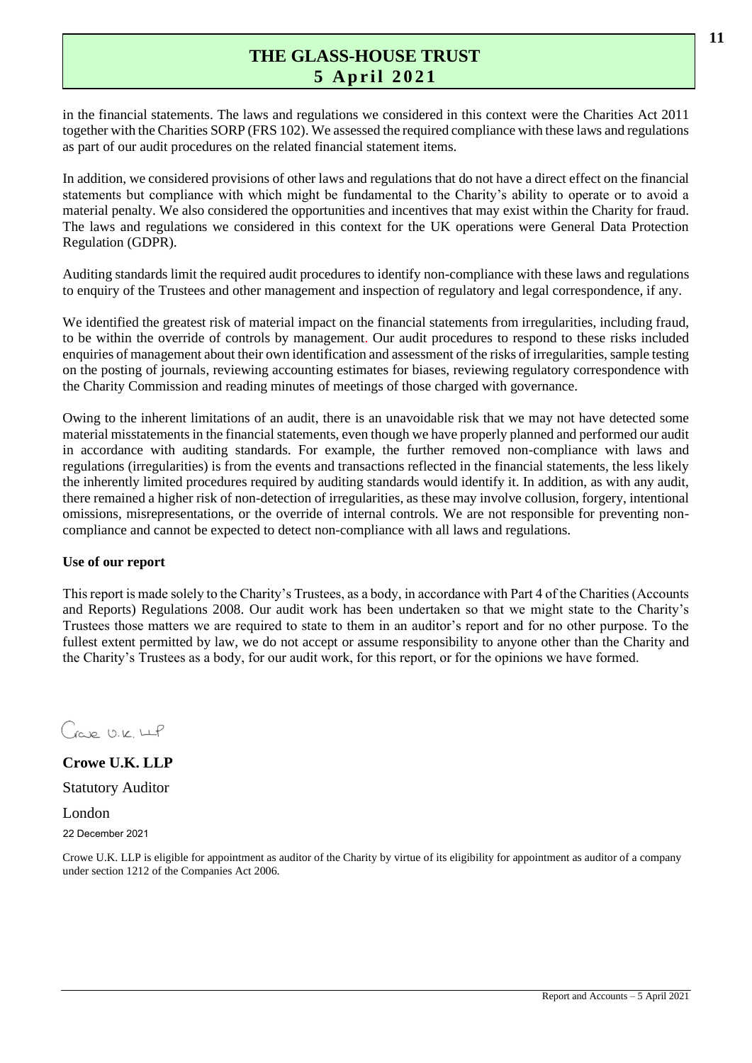in the financial statements. The laws and regulations we considered in this context were the Charities Act 2011 together with the Charities SORP (FRS 102). We assessed the required compliance with these laws and regulations as part of our audit procedures on the related financial statement items.

In addition, we considered provisions of other laws and regulations that do not have a direct effect on the financial statements but compliance with which might be fundamental to the Charity's ability to operate or to avoid a material penalty. We also considered the opportunities and incentives that may exist within the Charity for fraud. The laws and regulations we considered in this context for the UK operations were General Data Protection Regulation (GDPR).

Auditing standards limit the required audit procedures to identify non-compliance with these laws and regulations to enquiry of the Trustees and other management and inspection of regulatory and legal correspondence, if any.

We identified the greatest risk of material impact on the financial statements from irregularities, including fraud, to be within the override of controls by management. Our audit procedures to respond to these risks included enquiries of management about their own identification and assessment of the risks of irregularities, sample testing on the posting of journals, reviewing accounting estimates for biases, reviewing regulatory correspondence with the Charity Commission and reading minutes of meetings of those charged with governance.

Owing to the inherent limitations of an audit, there is an unavoidable risk that we may not have detected some material misstatements in the financial statements, even though we have properly planned and performed our audit in accordance with auditing standards. For example, the further removed non-compliance with laws and regulations (irregularities) is from the events and transactions reflected in the financial statements, the less likely the inherently limited procedures required by auditing standards would identify it. In addition, as with any audit, there remained a higher risk of non-detection of irregularities, as these may involve collusion, forgery, intentional omissions, misrepresentations, or the override of internal controls. We are not responsible for preventing non-compliance and cannot be expected to detect non-compliance with all laws and regulations.

**Use of our report**

This report is made solely to the Charity's Trustees, as a body, in accordance with Part 4 of the Charities (Accounts and Reports) Regulations 2008. Our audit work has been undertaken so that we might state to the Charity's Trustees those matters we are required to state to them in an auditor's report and for no other purpose. To the fullest extent permitted by law, we do not accept or assume responsibility to anyone other than the Charity and the Charity's Trustees as a body, for our audit work, for this report, or for the opinions we have formed.

Crowe U.K. LLP

**Crowe U.K. LLP**

Statutory Auditor

London

22 December 2021

Crowe U.K. LLP is eligible for appointment as auditor of the Charity by virtue of its eligibility for appointment as auditor of a company under section 1212 of the Companies Act 2006.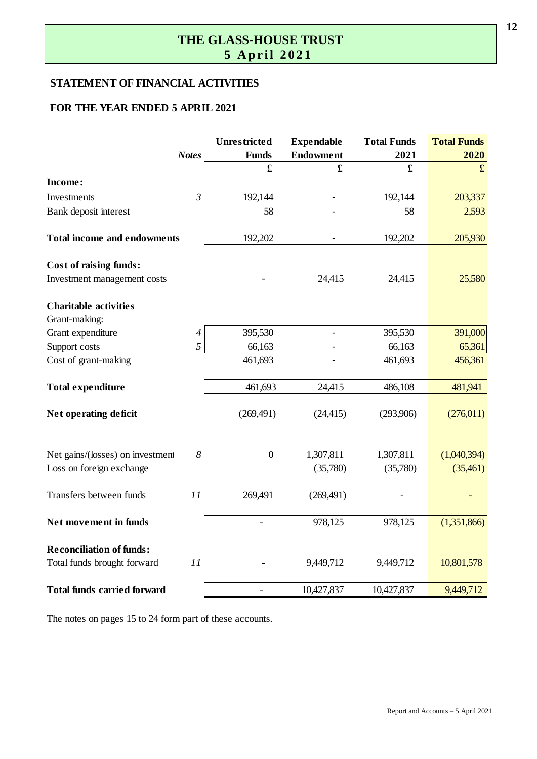# THE GLASS-HOUSE TRUST
## 5 April 2021

### STATEMENT OF FINANCIAL ACTIVITIES

### FOR THE YEAR ENDED 5 APRIL 2021

| | Notes | Unrestricted Funds | Expendable Endowment | Total Funds 2021 | Total Funds 2020 |
|---|---|---|---|---|---|
| | | £ | £ | £ | £ |
| **Income:** | | | | | |
| Investments | 3 | 192,144 | - | 192,144 | 203,337 |
| Bank deposit interest | | 58 | - | 58 | 2,593 |
| **Total income and endowments** | | 192,202 | - | 192,202 | 205,930 |
| **Cost of raising funds:** | | | | | |
| Investment management costs | | - | 24,415 | 24,415 | 25,580 |
| **Charitable activities** | | | | | |
| Grant-making: | | | | | |
| Grant expenditure | 4 | 395,530 | - | 395,530 | 391,000 |
| Support costs | 5 | 66,163 | - | 66,163 | 65,361 |
| Cost of grant-making | | 461,693 | - | 461,693 | 456,361 |
| **Total expenditure** | | 461,693 | 24,415 | 486,108 | 481,941 |
| **Net operating deficit** | | (269,491) | (24,415) | (293,906) | (276,011) |
| Net gains/(losses) on investment | 8 | 0 | 1,307,811 | 1,307,811 | (1,040,394) |
| Loss on foreign exchange | | | (35,780) | (35,780) | (35,461) |
| Transfers between funds | 11 | 269,491 | (269,491) | - | - |
| **Net movement in funds** | | - | 978,125 | 978,125 | (1,351,866) |
| **Reconciliation of funds:** | | | | | |
| Total funds brought forward | 11 | - | 9,449,712 | 9,449,712 | 10,801,578 |
| **Total funds carried forward** | | - | 10,427,837 | 10,427,837 | 9,449,712 |

The notes on pages 15 to 24 form part of these accounts.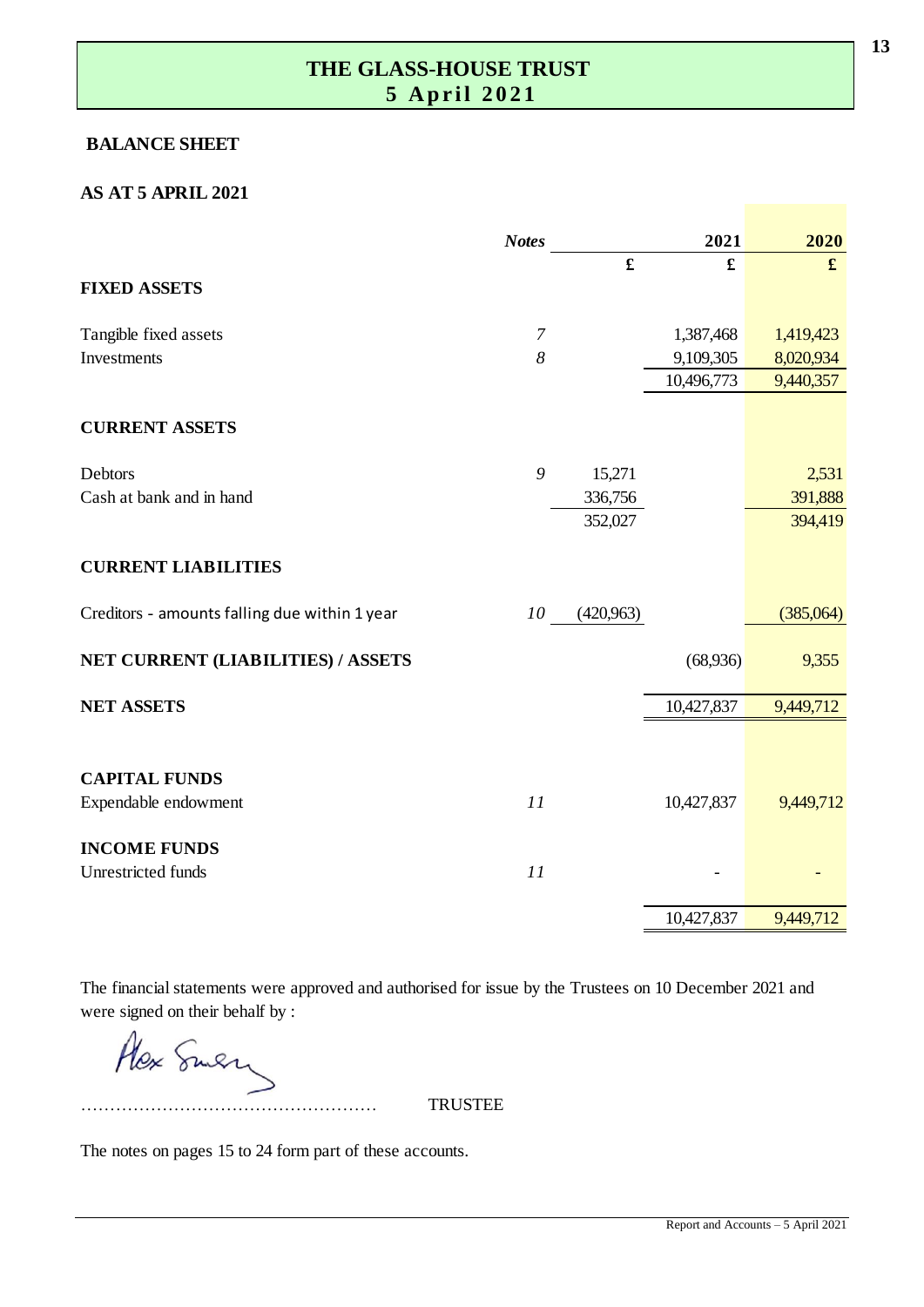# THE GLASS-HOUSE TRUST
## 5 April 2021

### BALANCE SHEET

### AS AT 5 APRIL 2021

| | *Notes* | | 2021 | 2020 |
|---|---|---|---|---|
| | | £ | £ | £ |
| **FIXED ASSETS** | | | | |
| Tangible fixed assets | *7* | | 1,387,468 | 1,419,423 |
| Investments | *8* | | 9,109,305 | 8,020,934 |
| | | | 10,496,773 | 9,440,357 |
| **CURRENT ASSETS** | | | | |
| Debtors | *9* | 15,271 | | 2,531 |
| Cash at bank and in hand | | 336,756 | | 391,888 |
| | | 352,027 | | 394,419 |
| **CURRENT LIABILITIES** | | | | |
| Creditors - amounts falling due within 1 year | *10* | (420,963) | | (385,064) |
| **NET CURRENT (LIABILITIES) / ASSETS** | | | (68,936) | 9,355 |
| **NET ASSETS** | | | 10,427,837 | 9,449,712 |
| **CAPITAL FUNDS** | | | | |
| Expendable endowment | *11* | | 10,427,837 | 9,449,712 |
| **INCOME FUNDS** | | | | |
| Unrestricted funds | *11* | | - | - |
| | | | 10,427,837 | 9,449,712 |

The financial statements were approved and authorised for issue by the Trustees on 10 December 2021 and were signed on their behalf by :

Alex Sainsbury

…………………………………………… TRUSTEE

The notes on pages 15 to 24 form part of these accounts.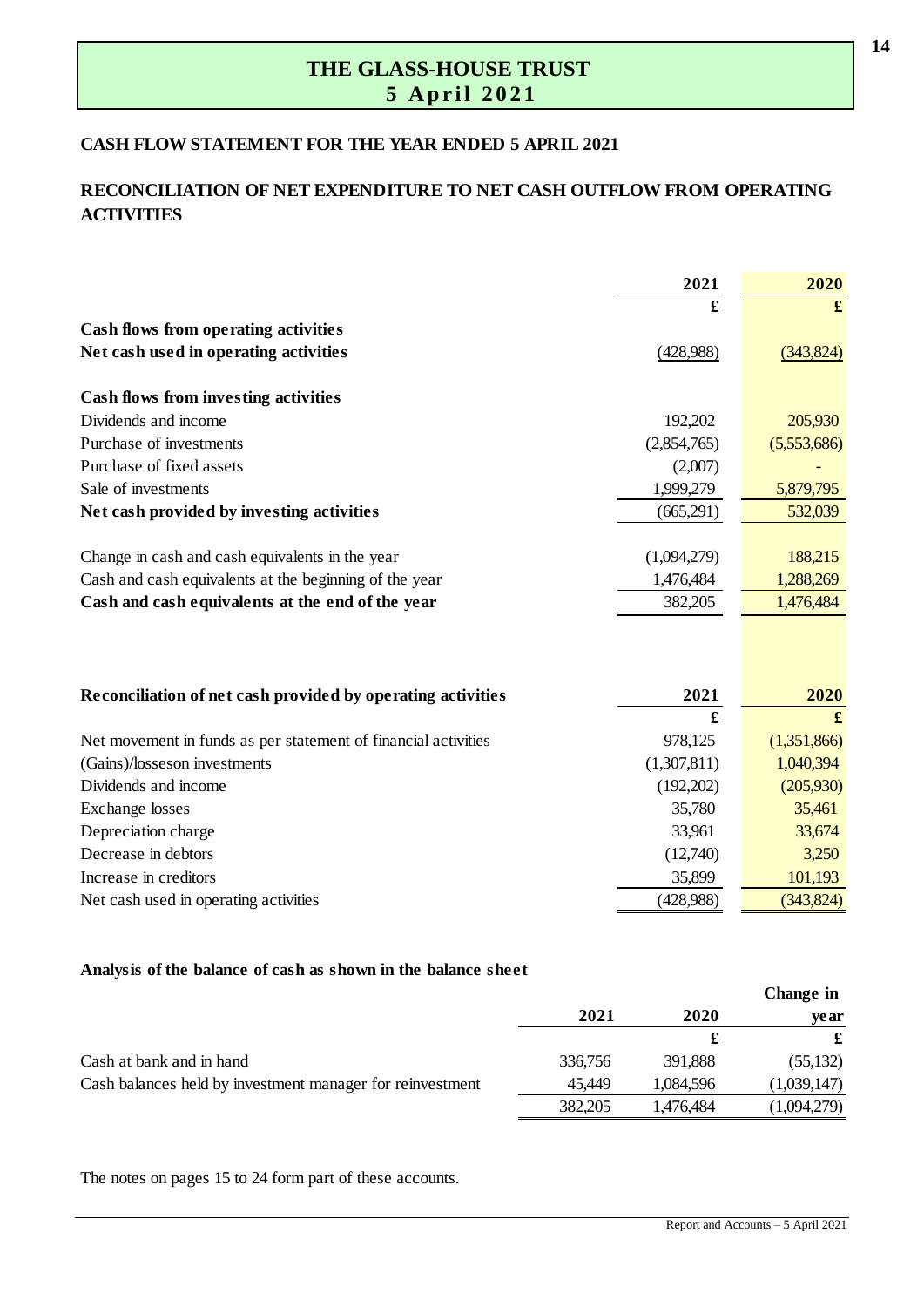## THE GLASS-HOUSE TRUST
## 5 April 2021

### CASH FLOW STATEMENT FOR THE YEAR ENDED 5 APRIL 2021

### RECONCILIATION OF NET EXPENDITURE TO NET CASH OUTFLOW FROM OPERATING ACTIVITIES

| | 2021 | 2020 |
|---|---|---|
| | £ | £ |
| **Cash flows from operating activities** | | |
| **Net cash used in operating activities** | (428,988) | (343,824) |
| | | |
| **Cash flows from investing activities** | | |
| Dividends and income | 192,202 | 205,930 |
| Purchase of investments | (2,854,765) | (5,553,686) |
| Purchase of fixed assets | (2,007) | - |
| Sale of investments | 1,999,279 | 5,879,795 |
| **Net cash provided by investing activities** | (665,291) | 532,039 |
| | | |
| Change in cash and cash equivalents in the year | (1,094,279) | 188,215 |
| Cash and cash equivalents at the beginning of the year | 1,476,484 | 1,288,269 |
| **Cash and cash equivalents at the end of the year** | 382,205 | 1,476,484 |

| **Reconciliation of net cash provided by operating activities** | 2021 | 2020 |
|---|---|---|
| | £ | £ |
| Net movement in funds as per statement of financial activities | 978,125 | (1,351,866) |
| (Gains)/losseson investments | (1,307,811) | 1,040,394 |
| Dividends and income | (192,202) | (205,930) |
| Exchange losses | 35,780 | 35,461 |
| Depreciation charge | 33,961 | 33,674 |
| Decrease in debtors | (12,740) | 3,250 |
| Increase in creditors | 35,899 | 101,193 |
| Net cash used in operating activities | (428,988) | (343,824) |

**Analysis of the balance of cash as shown in the balance sheet**

| | 2021 | 2020 | Change in year |
|---|---|---|---|
| | | £ | £ |
| Cash at bank and in hand | 336,756 | 391,888 | (55,132) |
| Cash balances held by investment manager for reinvestment | 45,449 | 1,084,596 | (1,039,147) |
| | 382,205 | 1,476,484 | (1,094,279) |

The notes on pages 15 to 24 form part of these accounts.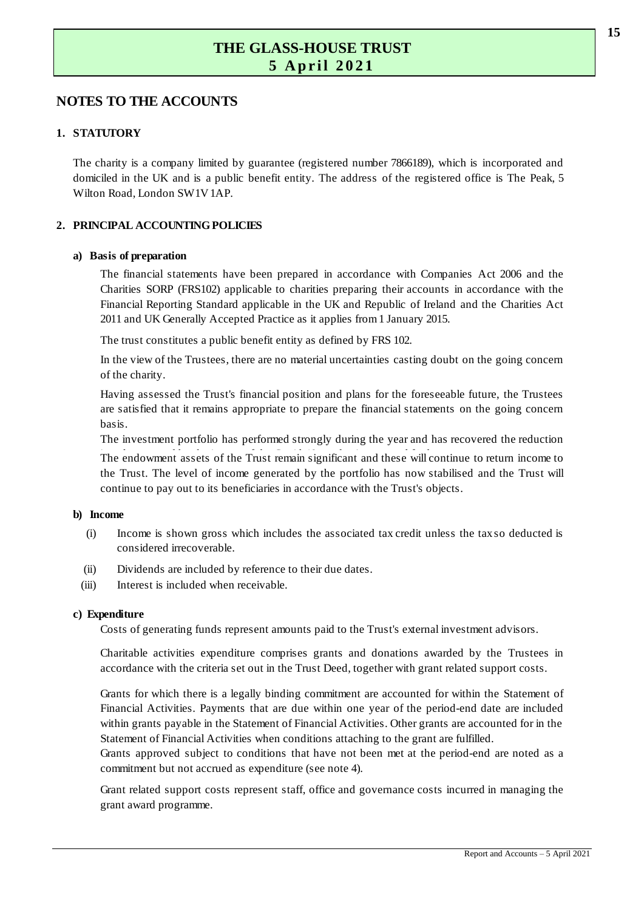## NOTES TO THE ACCOUNTS

### 1. STATUTORY

The charity is a company limited by guarantee (registered number 7866189), which is incorporated and domiciled in the UK and is a public benefit entity. The address of the registered office is The Peak, 5 Wilton Road, London SW1V 1AP.

### 2. PRINCIPAL ACCOUNTING POLICIES

#### a) Basis of preparation

The financial statements have been prepared in accordance with Companies Act 2006 and the Charities SORP (FRS102) applicable to charities preparing their accounts in accordance with the Financial Reporting Standard applicable in the UK and Republic of Ireland and the Charities Act 2011 and UK Generally Accepted Practice as it applies from 1 January 2015.

The trust constitutes a public benefit entity as defined by FRS 102.

In the view of the Trustees, there are no material uncertainties casting doubt on the going concern of the charity.

Having assessed the Trust's financial position and plans for the foreseeable future, the Trustees are satisfied that it remains appropriate to prepare the financial statements on the going concern basis.

The investment portfolio has performed strongly during the year and has recovered the reduction

The endowment assets of the Trust remain significant and these will continue to return income to the Trust. The level of income generated by the portfolio has now stabilised and the Trust will continue to pay out to its beneficiaries in accordance with the Trust's objects.

#### b) Income

(i) Income is shown gross which includes the associated tax credit unless the tax so deducted is considered irrecoverable.

(ii) Dividends are included by reference to their due dates.

(iii) Interest is included when receivable.

#### c) Expenditure

Costs of generating funds represent amounts paid to the Trust's external investment advisors.

Charitable activities expenditure comprises grants and donations awarded by the Trustees in accordance with the criteria set out in the Trust Deed, together with grant related support costs.

Grants for which there is a legally binding commitment are accounted for within the Statement of Financial Activities. Payments that are due within one year of the period-end date are included within grants payable in the Statement of Financial Activities. Other grants are accounted for in the Statement of Financial Activities when conditions attaching to the grant are fulfilled.
Grants approved subject to conditions that have not been met at the period-end are noted as a commitment but not accrued as expenditure (see note 4).

Grant related support costs represent staff, office and governance costs incurred in managing the grant award programme.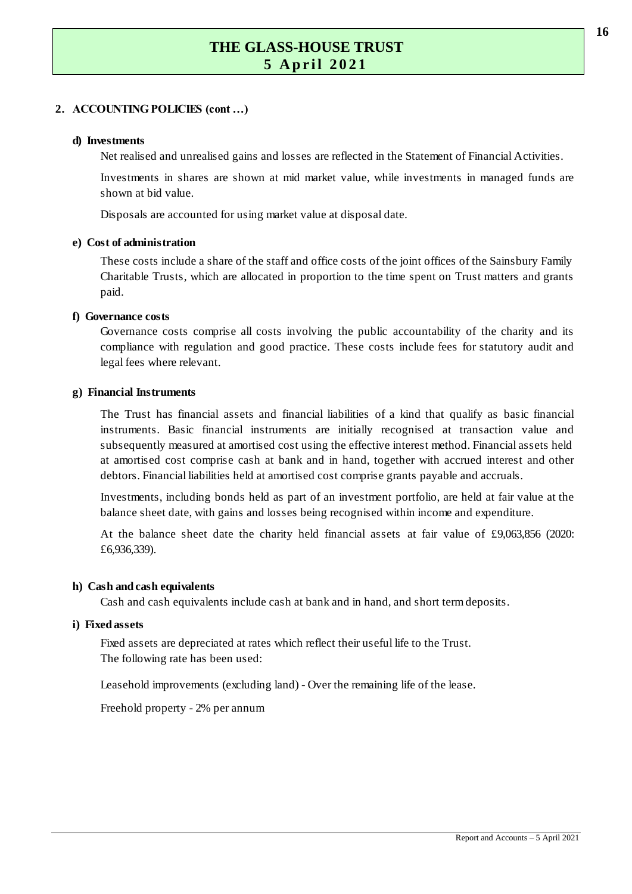## 2. ACCOUNTING POLICIES (cont …)

### d) Investments

Net realised and unrealised gains and losses are reflected in the Statement of Financial Activities.

Investments in shares are shown at mid market value, while investments in managed funds are shown at bid value.

Disposals are accounted for using market value at disposal date.

### e) Cost of administration

These costs include a share of the staff and office costs of the joint offices of the Sainsbury Family Charitable Trusts, which are allocated in proportion to the time spent on Trust matters and grants paid.

### f) Governance costs

Governance costs comprise all costs involving the public accountability of the charity and its compliance with regulation and good practice. These costs include fees for statutory audit and legal fees where relevant.

### g) Financial Instruments

The Trust has financial assets and financial liabilities of a kind that qualify as basic financial instruments. Basic financial instruments are initially recognised at transaction value and subsequently measured at amortised cost using the effective interest method. Financial assets held at amortised cost comprise cash at bank and in hand, together with accrued interest and other debtors. Financial liabilities held at amortised cost comprise grants payable and accruals.

Investments, including bonds held as part of an investment portfolio, are held at fair value at the balance sheet date, with gains and losses being recognised within income and expenditure.

At the balance sheet date the charity held financial assets at fair value of £9,063,856 (2020: £6,936,339).

### h) Cash and cash equivalents

Cash and cash equivalents include cash at bank and in hand, and short term deposits.

### i) Fixed assets

Fixed assets are depreciated at rates which reflect their useful life to the Trust.
The following rate has been used:

Leasehold improvements (excluding land) - Over the remaining life of the lease.

Freehold property - 2% per annum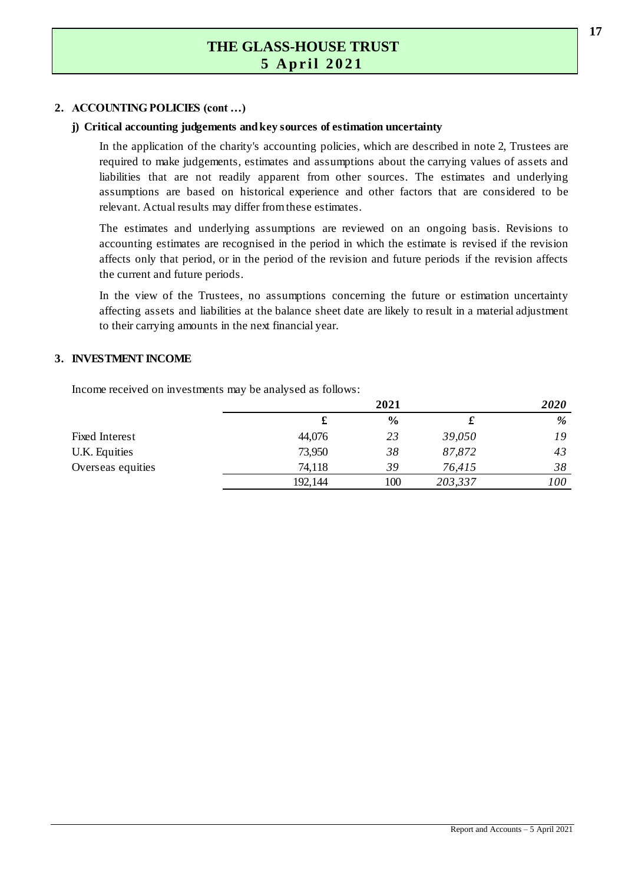## 2. ACCOUNTING POLICIES (cont …)

### j) Critical accounting judgements and key sources of estimation uncertainty

In the application of the charity's accounting policies, which are described in note 2, Trustees are required to make judgements, estimates and assumptions about the carrying values of assets and liabilities that are not readily apparent from other sources. The estimates and underlying assumptions are based on historical experience and other factors that are considered to be relevant. Actual results may differ from these estimates.

The estimates and underlying assumptions are reviewed on an ongoing basis. Revisions to accounting estimates are recognised in the period in which the estimate is revised if the revision affects only that period, or in the period of the revision and future periods if the revision affects the current and future periods.

In the view of the Trustees, no assumptions concerning the future or estimation uncertainty affecting assets and liabilities at the balance sheet date are likely to result in a material adjustment to their carrying amounts in the next financial year.

## 3. INVESTMENT INCOME

Income received on investments may be analysed as follows:

| | 2021 | | *2020* | |
|---|---|---|---|---|
| | £ | % | *£* | *%* |
| Fixed Interest | 44,076 | *23* | *39,050* | *19* |
| U.K. Equities | 73,950 | *38* | *87,872* | *43* |
| Overseas equities | 74,118 | *39* | *76,415* | *38* |
| | 192,144 | 100 | *203,337* | *100* |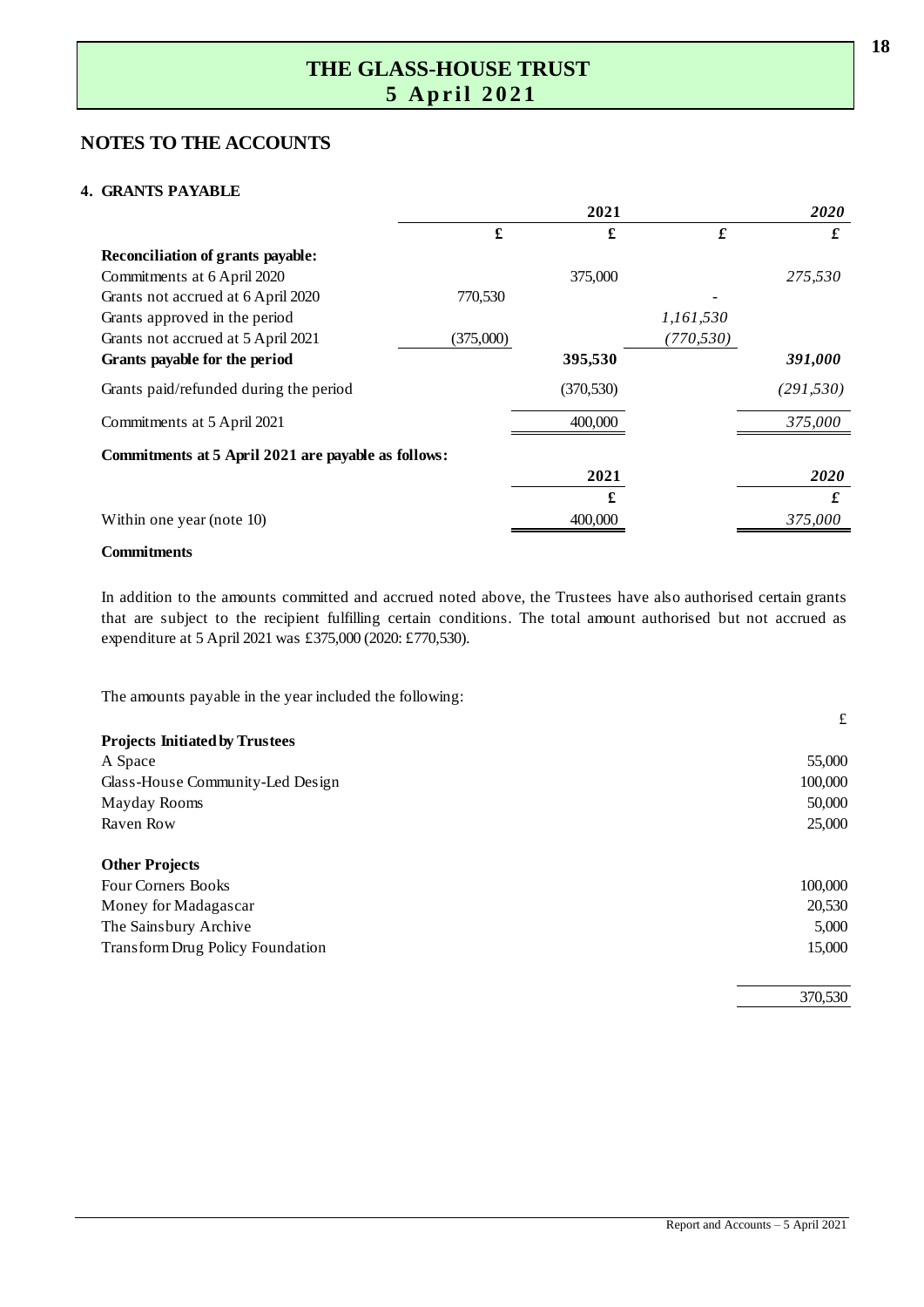# THE GLASS-HOUSE TRUST
## 5 April 2021

## NOTES TO THE ACCOUNTS

### 4. GRANTS PAYABLE

| | 2021 | | 2020 | |
|---|---|---|---|---|
| | £ | £ | £ | £ |
| **Reconciliation of grants payable:** | | | | |
| Commitments at 6 April 2020 | | 375,000 | | *275,530* |
| Grants not accrued at 6 April 2020 | 770,530 | | - | |
| Grants approved in the period | | | *1,161,530* | |
| Grants not accrued at 5 April 2021 | (375,000) | | *(770,530)* | |
| **Grants payable for the period** | | **395,530** | | ***391,000*** |
| Grants paid/refunded during the period | | (370,530) | | *(291,530)* |
| Commitments at 5 April 2021 | | 400,000 | | *375,000* |

**Commitments at 5 April 2021 are payable as follows:**

| | 2021 | 2020 |
|---|---|---|
| | £ | £ |
| Within one year (note 10) | 400,000 | *375,000* |

**Commitments**

In addition to the amounts committed and accrued noted above, the Trustees have also authorised certain grants that are subject to the recipient fulfilling certain conditions. The total amount authorised but not accrued as expenditure at 5 April 2021 was £375,000 (2020: £770,530).

The amounts payable in the year included the following:

| | £ |
|---|---|
| **Projects Initiated by Trustees** | |
| A Space | 55,000 |
| Glass-House Community-Led Design | 100,000 |
| Mayday Rooms | 50,000 |
| Raven Row | 25,000 |
| **Other Projects** | |
| Four Corners Books | 100,000 |
| Money for Madagascar | 20,530 |
| The Sainsbury Archive | 5,000 |
| Transform Drug Policy Foundation | 15,000 |
| | 370,530 |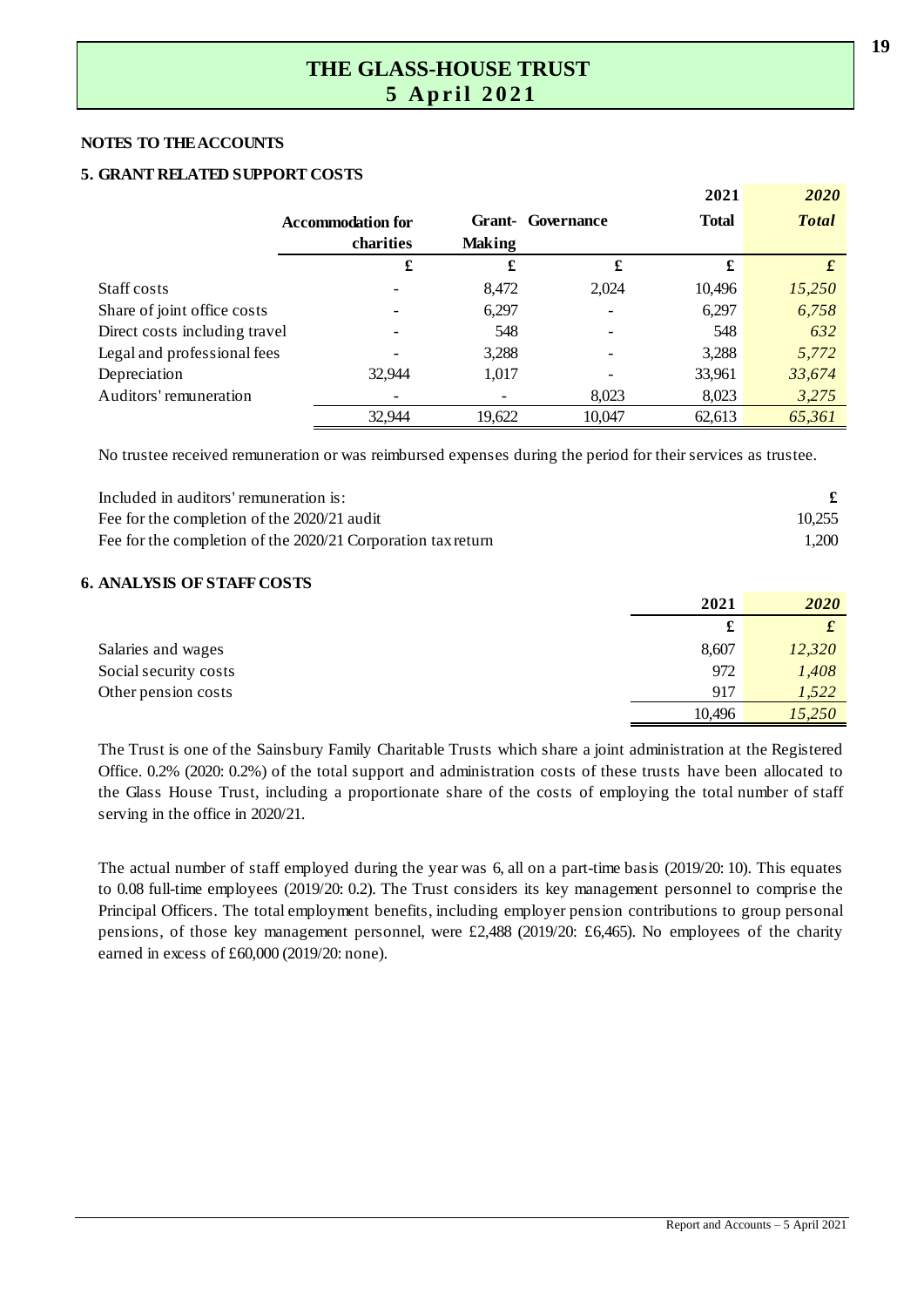## THE GLASS-HOUSE TRUST
## 5 April 2021

### NOTES TO THE ACCOUNTS

### 5. GRANT RELATED SUPPORT COSTS

| | Accommodation for charities | Grant-Making | Governance | 2021 Total | *2020 Total* |
|---|---|---|---|---|---|
| | £ | £ | £ | £ | *£* |
| Staff costs | - | 8,472 | 2,024 | 10,496 | *15,250* |
| Share of joint office costs | - | 6,297 | - | 6,297 | *6,758* |
| Direct costs including travel | - | 548 | - | 548 | *632* |
| Legal and professional fees | - | 3,288 | - | 3,288 | *5,772* |
| Depreciation | 32,944 | 1,017 | - | 33,961 | *33,674* |
| Auditors' remuneration | - | - | 8,023 | 8,023 | *3,275* |
| | 32,944 | 19,622 | 10,047 | 62,613 | *65,361* |

No trustee received remuneration or was reimbursed expenses during the period for their services as trustee.

| Included in auditors' remuneration is: | £ |
|---|---|
| Fee for the completion of the 2020/21 audit | 10,255 |
| Fee for the completion of the 2020/21 Corporation tax return | 1,200 |

### 6. ANALYSIS OF STAFF COSTS

| | 2021 | *2020* |
|---|---|---|
| | £ | *£* |
| Salaries and wages | 8,607 | *12,320* |
| Social security costs | 972 | *1,408* |
| Other pension costs | 917 | *1,522* |
| | 10,496 | *15,250* |

The Trust is one of the Sainsbury Family Charitable Trusts which share a joint administration at the Registered Office. 0.2% (2020: 0.2%) of the total support and administration costs of these trusts have been allocated to the Glass House Trust, including a proportionate share of the costs of employing the total number of staff serving in the office in 2020/21.

The actual number of staff employed during the year was 6, all on a part-time basis (2019/20: 10). This equates to 0.08 full-time employees (2019/20: 0.2). The Trust considers its key management personnel to comprise the Principal Officers. The total employment benefits, including employer pension contributions to group personal pensions, of those key management personnel, were £2,488 (2019/20: £6,465). No employees of the charity earned in excess of £60,000 (2019/20: none).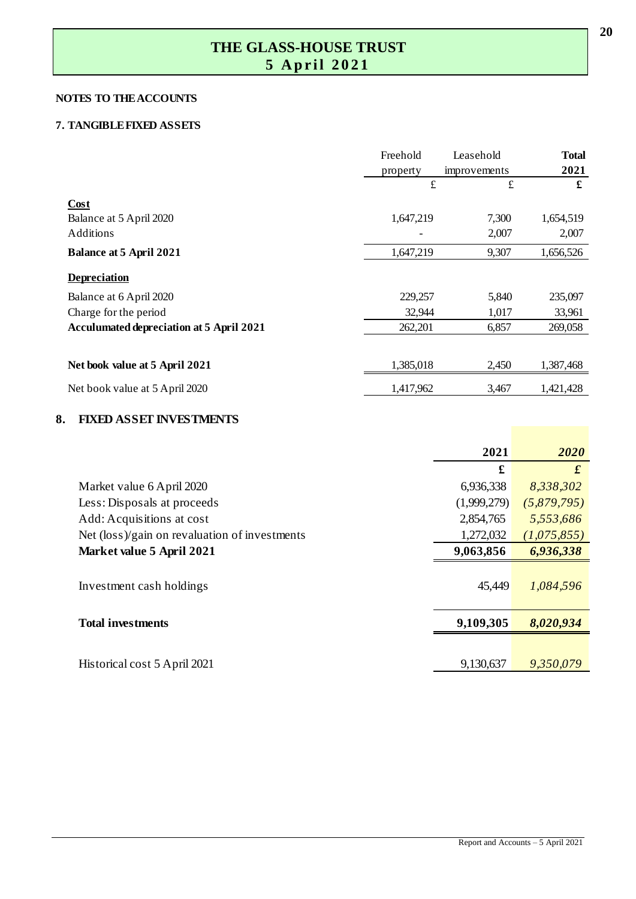# THE GLASS-HOUSE TRUST
# 5 April 2021

**NOTES TO THE ACCOUNTS**

**7. TANGIBLE FIXED ASSETS**

| | Freehold property | Leasehold improvements | **Total 2021** |
|---|---|---|---|
| | £ | £ | **£** |
| **Cost** | | | |
| Balance at 5 April 2020 | 1,647,219 | 7,300 | 1,654,519 |
| Additions | - | 2,007 | 2,007 |
| **Balance at 5 April 2021** | 1,647,219 | 9,307 | 1,656,526 |
| **Depreciation** | | | |
| Balance at 6 April 2020 | 229,257 | 5,840 | 235,097 |
| Charge for the period | 32,944 | 1,017 | 33,961 |
| **Acculumated depreciation at 5 April 2021** | 262,201 | 6,857 | 269,058 |
| **Net book value at 5 April 2021** | 1,385,018 | 2,450 | 1,387,468 |
| Net book value at 5 April 2020 | 1,417,962 | 3,467 | 1,421,428 |

**8. FIXED ASSET INVESTMENTS**

| | **2021** | ***2020*** |
|---|---|---|
| | **£** | ***£*** |
| Market value 6 April 2020 | 6,936,338 | *8,338,302* |
| Less: Disposals at proceeds | (1,999,279) | *(5,879,795)* |
| Add: Acquisitions at cost | 2,854,765 | *5,553,686* |
| Net (loss)/gain on revaluation of investments | 1,272,032 | *(1,075,855)* |
| **Market value 5 April 2021** | **9,063,856** | ***6,936,338*** |
| Investment cash holdings | 45,449 | *1,084,596* |
| **Total investments** | **9,109,305** | ***8,020,934*** |
| Historical cost 5 April 2021 | 9,130,637 | *9,350,079* |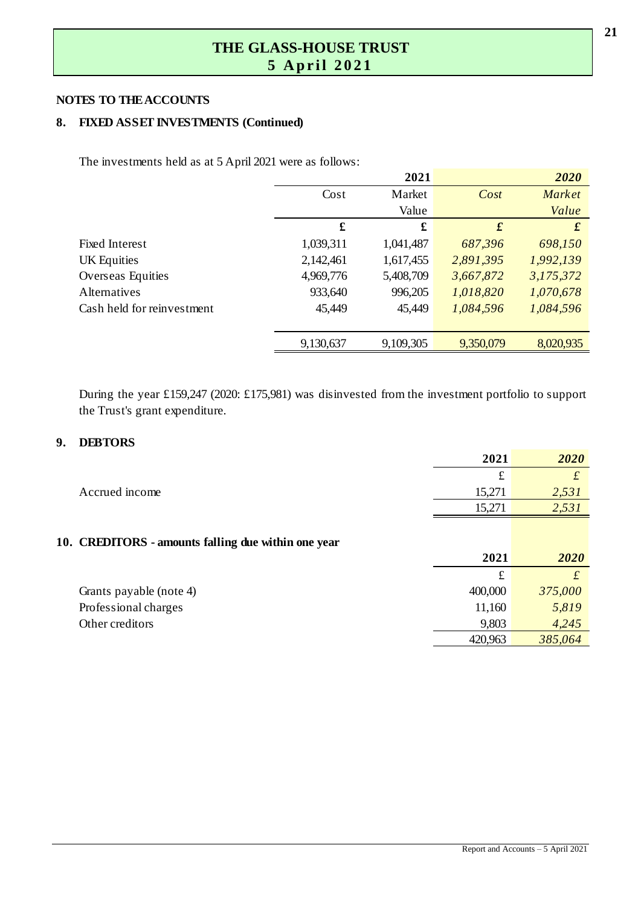## NOTES TO THE ACCOUNTS

### 8. FIXED ASSET INVESTMENTS (Continued)

The investments held as at 5 April 2021 were as follows:

| | 2021 | | *2020* | |
|---|---|---|---|---|
| | Cost | Market Value | *Cost* | *Market Value* |
| | £ | £ | *£* | *£* |
| Fixed Interest | 1,039,311 | 1,041,487 | *687,396* | *698,150* |
| UK Equities | 2,142,461 | 1,617,455 | *2,891,395* | *1,992,139* |
| Overseas Equities | 4,969,776 | 5,408,709 | *3,667,872* | *3,175,372* |
| Alternatives | 933,640 | 996,205 | *1,018,820* | *1,070,678* |
| Cash held for reinvestment | 45,449 | 45,449 | *1,084,596* | *1,084,596* |
| | 9,130,637 | 9,109,305 | 9,350,079 | 8,020,935 |

During the year £159,247 (2020: £175,981) was disinvested from the investment portfolio to support the Trust's grant expenditure.

### 9. DEBTORS

| | 2021 | *2020* |
|---|---|---|
| | £ | *£* |
| Accrued income | 15,271 | *2,531* |
| | 15,271 | *2,531* |

### 10. CREDITORS - amounts falling due within one year

| | 2021 | *2020* |
|---|---|---|
| | £ | *£* |
| Grants payable (note 4) | 400,000 | *375,000* |
| Professional charges | 11,160 | *5,819* |
| Other creditors | 9,803 | *4,245* |
| | 420,963 | *385,064* |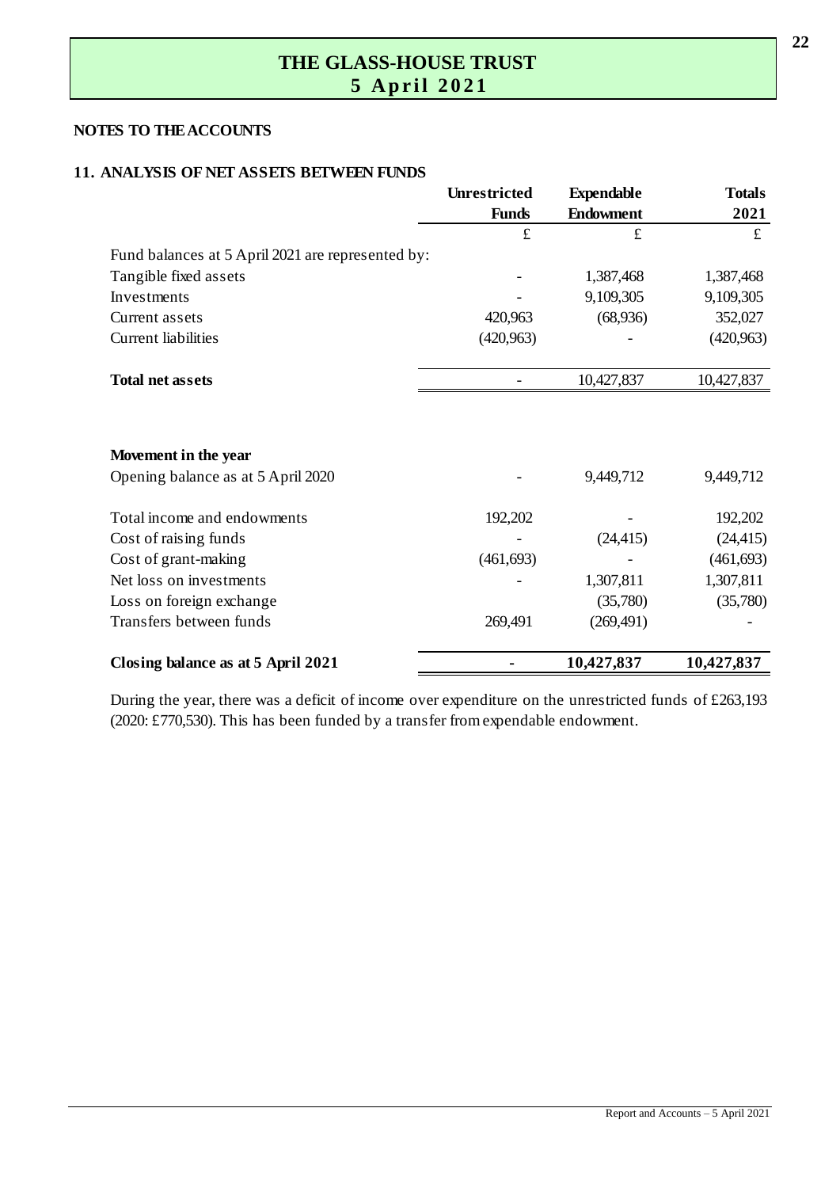# THE GLASS-HOUSE TRUST
## 5 April 2021

**NOTES TO THE ACCOUNTS**

### 11. ANALYSIS OF NET ASSETS BETWEEN FUNDS

| | Unrestricted Funds | Expendable Endowment | Totals 2021 |
|---|---|---|---|
| | £ | £ | £ |
| Fund balances at 5 April 2021 are represented by: | | | |
| Tangible fixed assets | - | 1,387,468 | 1,387,468 |
| Investments | - | 9,109,305 | 9,109,305 |
| Current assets | 420,963 | (68,936) | 352,027 |
| Current liabilities | (420,963) | - | (420,963) |
| **Total net assets** | - | 10,427,837 | 10,427,837 |
| | | | |
| **Movement in the year** | | | |
| Opening balance as at 5 April 2020 | - | 9,449,712 | 9,449,712 |
| Total income and endowments | 192,202 | - | 192,202 |
| Cost of raising funds | - | (24,415) | (24,415) |
| Cost of grant-making | (461,693) | - | (461,693) |
| Net loss on investments | - | 1,307,811 | 1,307,811 |
| Loss on foreign exchange | | (35,780) | (35,780) |
| Transfers between funds | 269,491 | (269,491) | - |
| **Closing balance as at 5 April 2021** | **-** | **10,427,837** | **10,427,837** |

During the year, there was a deficit of income over expenditure on the unrestricted funds of £263,193 (2020: £770,530). This has been funded by a transfer from expendable endowment.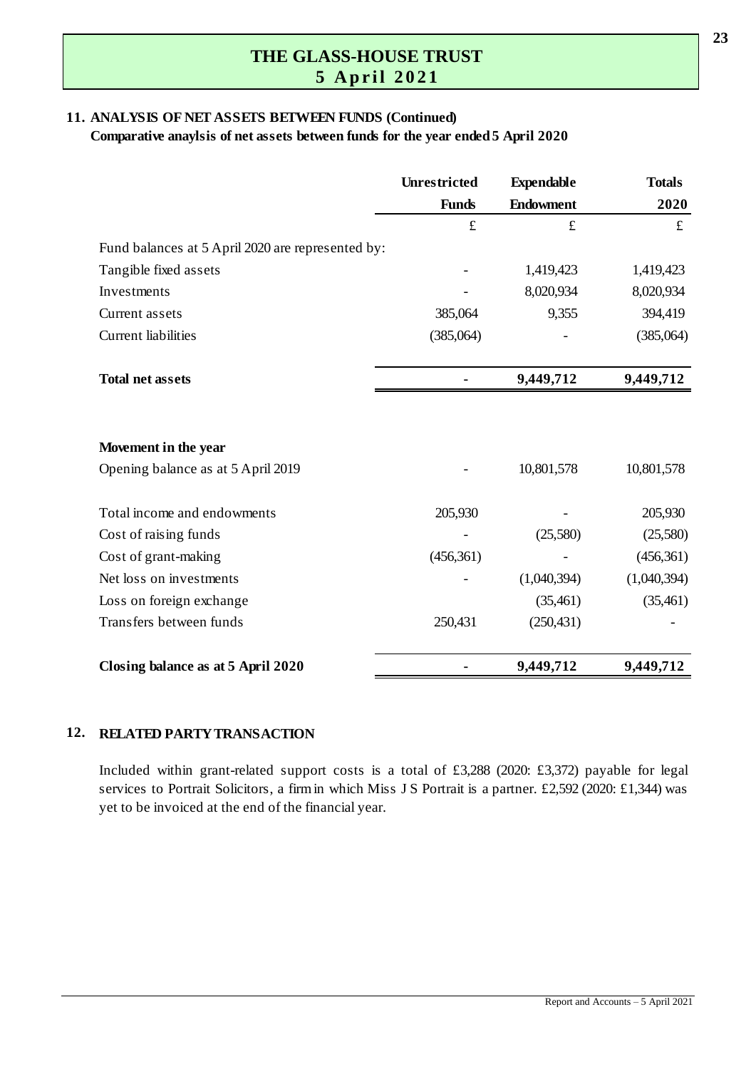## 11. ANALYSIS OF NET ASSETS BETWEEN FUNDS (Continued)

**Comparative anaylsis of net assets between funds for the year ended 5 April 2020**

| | Unrestricted Funds | Expendable Endowment | Totals 2020 |
|---|---|---|---|
| | £ | £ | £ |
| Fund balances at 5 April 2020 are represented by: | | | |
| Tangible fixed assets | - | 1,419,423 | 1,419,423 |
| Investments | - | 8,020,934 | 8,020,934 |
| Current assets | 385,064 | 9,355 | 394,419 |
| Current liabilities | (385,064) | - | (385,064) |
| **Total net assets** | **-** | **9,449,712** | **9,449,712** |
| | | | |
| **Movement in the year** | | | |
| Opening balance as at 5 April 2019 | - | 10,801,578 | 10,801,578 |
| Total income and endowments | 205,930 | - | 205,930 |
| Cost of raising funds | - | (25,580) | (25,580) |
| Cost of grant-making | (456,361) | - | (456,361) |
| Net loss on investments | - | (1,040,394) | (1,040,394) |
| Loss on foreign exchange | | (35,461) | (35,461) |
| Transfers between funds | 250,431 | (250,431) | - |
| **Closing balance as at 5 April 2020** | **-** | **9,449,712** | **9,449,712** |

## 12. RELATED PARTY TRANSACTION

Included within grant-related support costs is a total of £3,288 (2020: £3,372) payable for legal services to Portrait Solicitors, a firm in which Miss J S Portrait is a partner. £2,592 (2020: £1,344) was yet to be invoiced at the end of the financial year.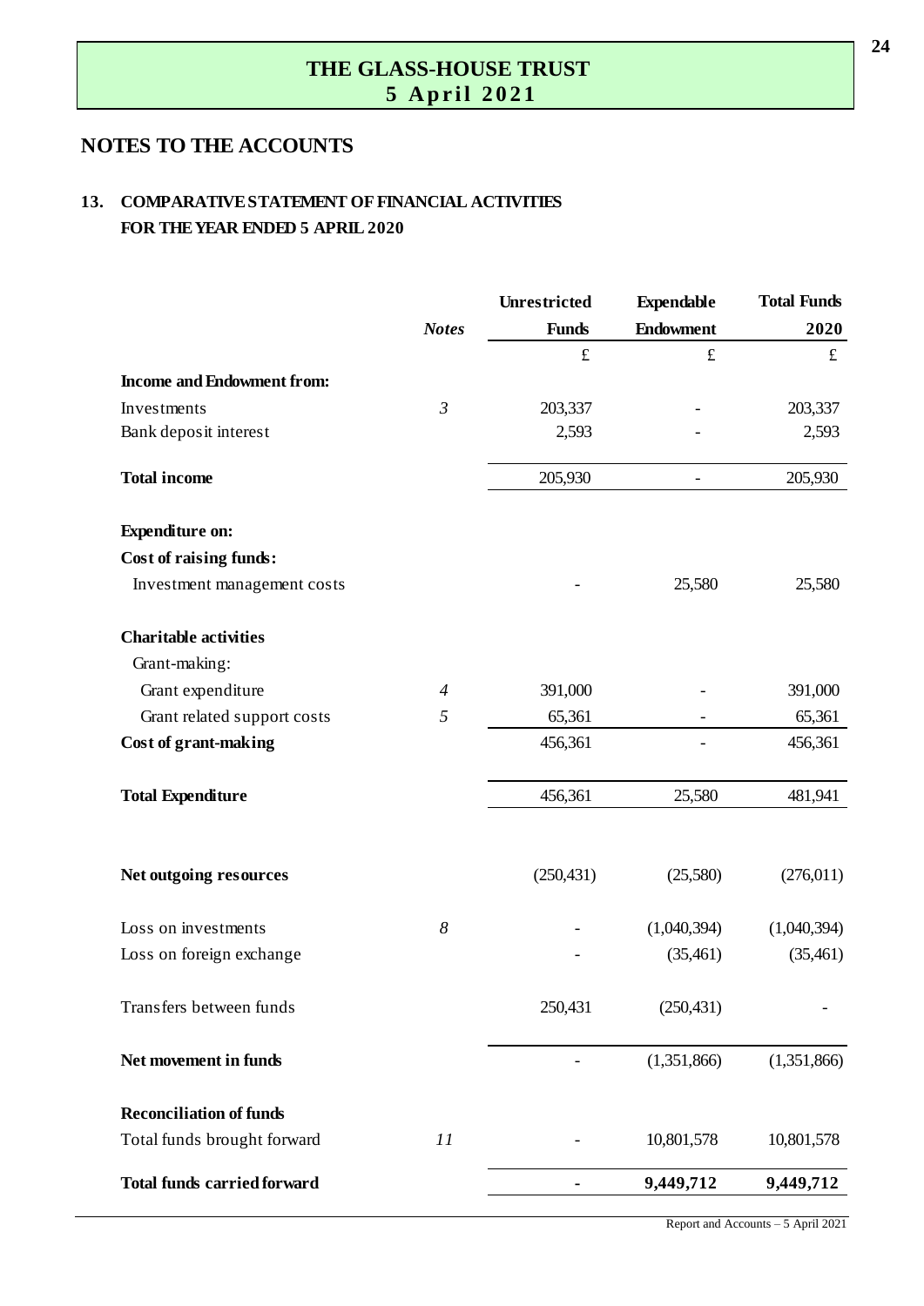# THE GLASS-HOUSE TRUST
## 5 April 2021

## NOTES TO THE ACCOUNTS

### 13. COMPARATIVE STATEMENT OF FINANCIAL ACTIVITIES FOR THE YEAR ENDED 5 APRIL 2020

| | *Notes* | Unrestricted Funds | Expendable Endowment | Total Funds 2020 |
|---|---|---|---|---|
| | | £ | £ | £ |
| **Income and Endowment from:** | | | | |
| Investments | *3* | 203,337 | - | 203,337 |
| Bank deposit interest | | 2,593 | - | 2,593 |
| **Total income** | | 205,930 | - | 205,930 |
| **Expenditure on:** | | | | |
| **Cost of raising funds:** | | | | |
| Investment management costs | | - | 25,580 | 25,580 |
| **Charitable activities** | | | | |
| Grant-making: | | | | |
| Grant expenditure | *4* | 391,000 | - | 391,000 |
| Grant related support costs | *5* | 65,361 | - | 65,361 |
| **Cost of grant-making** | | 456,361 | - | 456,361 |
| **Total Expenditure** | | 456,361 | 25,580 | 481,941 |
| **Net outgoing resources** | | (250,431) | (25,580) | (276,011) |
| Loss on investments | *8* | - | (1,040,394) | (1,040,394) |
| Loss on foreign exchange | | - | (35,461) | (35,461) |
| Transfers between funds | | 250,431 | (250,431) | - |
| **Net movement in funds** | | - | (1,351,866) | (1,351,866) |
| **Reconciliation of funds** | | | | |
| Total funds brought forward | *11* | - | 10,801,578 | 10,801,578 |
| **Total funds carried forward** | | **-** | **9,449,712** | **9,449,712** |